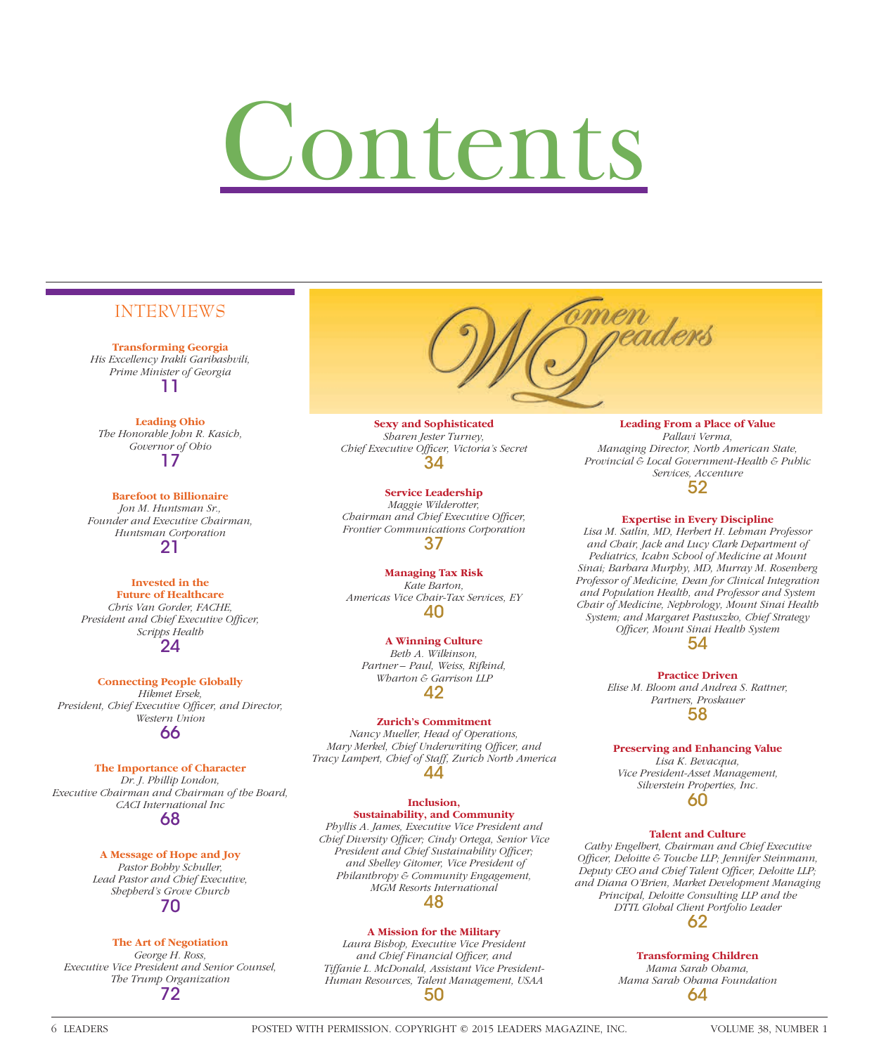# Contents

## INTERVIEWS

**Transforming Georgia**
*His Excellency Irakli Garibashvili, Prime Minister of Georgia*
11

**Leading Ohio**
*The Honorable John R. Kasich, Governor of Ohio*
17

**Barefoot to Billionaire**
*Jon M. Huntsman Sr., Founder and Executive Chairman, Huntsman Corporation*
21

**Invested in the Future of Healthcare**
*Chris Van Gorder, FACHE, President and Chief Executive Officer, Scripps Health*
24

**Connecting People Globally**
*Hikmet Ersek, President, Chief Executive Officer, and Director, Western Union*
66

**The Importance of Character**
*Dr. J. Phillip London, Executive Chairman and Chairman of the Board, CACI International Inc*
68

**A Message of Hope and Joy**
*Pastor Bobby Schuller, Lead Pastor and Chief Executive, Shepherd's Grove Church*
70

**The Art of Negotiation**
*George H. Ross, Executive Vice President and Senior Counsel, The Trump Organization*
72

## Women Leaders

**Sexy and Sophisticated**
*Sharen Jester Turney, Chief Executive Officer, Victoria's Secret*
34

**Service Leadership**
*Maggie Wilderotter, Chairman and Chief Executive Officer, Frontier Communications Corporation*
37

**Managing Tax Risk**
*Kate Barton, Americas Vice Chair-Tax Services, EY*
40

**A Winning Culture**
*Beth A. Wilkinson, Partner – Paul, Weiss, Rifkind, Wharton & Garrison LLP*
42

**Zurich's Commitment**
*Nancy Mueller, Head of Operations, Mary Merkel, Chief Underwriting Officer, and Tracy Lampert, Chief of Staff, Zurich North America*
44

**Inclusion, Sustainability, and Community**
*Phyllis A. James, Executive Vice President and Chief Diversity Officer; Cindy Ortega, Senior Vice President and Chief Sustainability Officer; and Shelley Gitomer, Vice President of Philanthropy & Community Engagement, MGM Resorts International*
48

**A Mission for the Military**
*Laura Bishop, Executive Vice President and Chief Financial Officer, and Tiffanie L. McDonald, Assistant Vice President-Human Resources, Talent Management, USAA*
50

**Leading From a Place of Value**
*Pallavi Verma, Managing Director, North American State, Provincial & Local Government-Health & Public Services, Accenture*
52

**Expertise in Every Discipline**
*Lisa M. Satlin, MD, Herbert H. Lehman Professor and Chair, Jack and Lucy Clark Department of Pediatrics, Icahn School of Medicine at Mount Sinai; Barbara Murphy, MD, Murray M. Rosenberg Professor of Medicine, Dean for Clinical Integration and Population Health, and Professor and System Chair of Medicine, Nephrology, Mount Sinai Health System; and Margaret Pastuszko, Chief Strategy Officer, Mount Sinai Health System*
54

**Practice Driven**
*Elise M. Bloom and Andrea S. Rattner, Partners, Proskauer*
58

**Preserving and Enhancing Value**
*Lisa K. Bevacqua, Vice President-Asset Management, Silverstein Properties, Inc.*
60

**Talent and Culture**
*Cathy Engelbert, Chairman and Chief Executive Officer, Deloitte & Touche LLP; Jennifer Steinmann, Deputy CEO and Chief Talent Officer, Deloitte LLP; and Diana O'Brien, Market Development Managing Principal, Deloitte Consulting LLP and the DTTL Global Client Portfolio Leader*
62

**Transforming Children**
*Mama Sarah Obama, Mama Sarah Obama Foundation*
64

POSTED WITH PERMISSION. COPYRIGHT © 2015 LEADERS MAGAZINE, INC.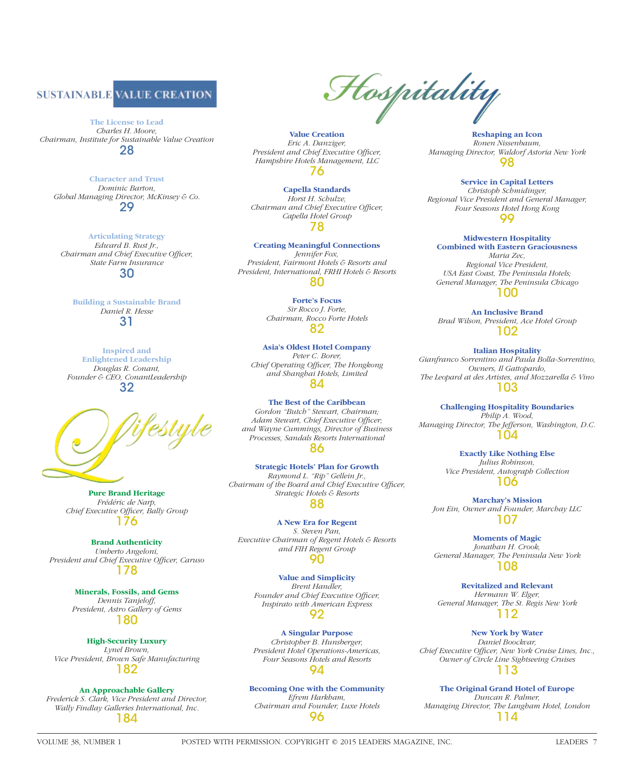## SUSTAINABLE VALUE CREATION

**The License to Lead**
*Charles H. Moore,*
*Chairman, Institute for Sustainable Value Creation*
28

**Character and Trust**
*Dominic Barton,*
*Global Managing Director, McKinsey & Co.*
29

**Articulating Strategy**
*Edward B. Rust Jr.,*
*Chairman and Chief Executive Officer,*
*State Farm Insurance*
30

**Building a Sustainable Brand**
*Daniel R. Hesse*
31

**Inspired and Enlightened Leadership**
*Douglas R. Conant,*
*Founder & CEO, ConantLeadership*
32

## Lifestyle

**Pure Brand Heritage**
*Frédéric de Narp,*
*Chief Executive Officer, Bally Group*
176

**Brand Authenticity**
*Umberto Angeloni,*
*President and Chief Executive Officer, Caruso*
178

**Minerals, Fossils, and Gems**
*Dennis Tanjeloff,*
*President, Astro Gallery of Gems*
180

**High-Security Luxury**
*Lynel Brown,*
*Vice President, Brown Safe Manufacturing*
182

**An Approachable Gallery**
*Frederick S. Clark, Vice President and Director,*
*Wally Findlay Galleries International, Inc.*
184

## Hospitality

**Value Creation**
*Eric A. Danziger,*
*President and Chief Executive Officer,*
*Hampshire Hotels Management, LLC*
76

**Capella Standards**
*Horst H. Schulze,*
*Chairman and Chief Executive Officer,*
*Capella Hotel Group*
78

**Creating Meaningful Connections**
*Jennifer Fox,*
*President, Fairmont Hotels & Resorts and*
*President, International, FRHI Hotels & Resorts*
80

**Forte's Focus**
*Sir Rocco J. Forte,*
*Chairman, Rocco Forte Hotels*
82

**Asia's Oldest Hotel Company**
*Peter C. Borer,*
*Chief Operating Officer, The Hongkong*
*and Shanghai Hotels, Limited*
84

**The Best of the Caribbean**
*Gordon "Butch" Stewart, Chairman;*
*Adam Stewart, Chief Executive Officer;*
*and Wayne Cummings, Director of Business*
*Processes, Sandals Resorts International*
86

**Strategic Hotels' Plan for Growth**
*Raymond L. "Rip" Gellein Jr.,*
*Chairman of the Board and Chief Executive Officer,*
*Strategic Hotels & Resorts*
88

**A New Era for Regent**
*S. Steven Pan,*
*Executive Chairman of Regent Hotels & Resorts*
*and FIH Regent Group*
90

**Value and Simplicity**
*Brent Handler,*
*Founder and Chief Executive Officer,*
*Inspirato with American Express*
92

**A Singular Purpose**
*Christopher B. Hunsberger,*
*President Hotel Operations-Americas,*
*Four Seasons Hotels and Resorts*
94

**Becoming One with the Community**
*Efrem Harkham,*
*Chairman and Founder, Luxe Hotels*
96

**Reshaping an Icon**
*Ronen Nissenbaum,*
*Managing Director, Waldorf Astoria New York*
98

**Service in Capital Letters**
*Christoph Schmidinger,*
*Regional Vice President and General Manager,*
*Four Seasons Hotel Hong Kong*
99

**Midwestern Hospitality Combined with Eastern Graciousness**
*Maria Zec,*
*Regional Vice President,*
*USA East Coast, The Peninsula Hotels;*
*General Manager, The Peninsula Chicago*
100

**An Inclusive Brand**
*Brad Wilson, President, Ace Hotel Group*
102

**Italian Hospitality**
*Gianfranco Sorrentino and Paula Bolla-Sorrentino,*
*Owners, Il Gattopardo,*
*The Leopard at des Artistes, and Mozzarella & Vino*
103

**Challenging Hospitality Boundaries**
*Philip A. Wood,*
*Managing Director, The Jefferson, Washington, D.C.*
104

**Exactly Like Nothing Else**
*Julius Robinson,*
*Vice President, Autograph Collection*
106

**Marchay's Mission**
*Jon Ein, Owner and Founder, Marchay LLC*
107

**Moments of Magic**
*Jonathan H. Crook,*
*General Manager, The Peninsula New York*
108

**Revitalized and Relevant**
*Hermann W. Elger,*
*General Manager, The St. Regis New York*
112

**New York by Water**
*Daniel Boockvar,*
*Chief Executive Officer, New York Cruise Lines, Inc.,*
*Owner of Circle Line Sightseeing Cruises*
113

**The Original Grand Hotel of Europe**
*Duncan R. Palmer,*
*Managing Director, The Langham Hotel, London*
114

POSTED WITH PERMISSION. COPYRIGHT © 2015 LEADERS MAGAZINE, INC.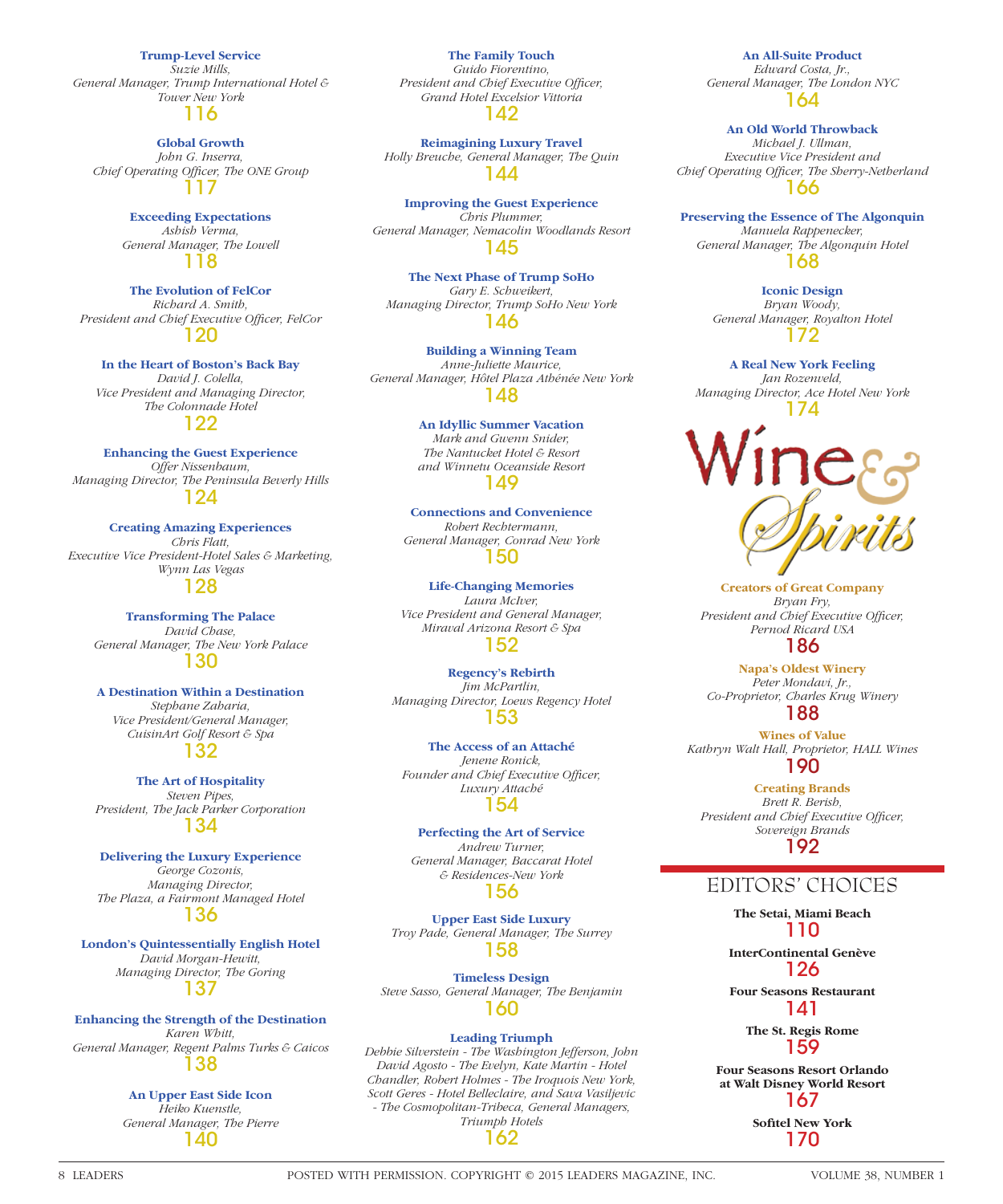**Trump-Level Service**
*Suzie Mills,*
*General Manager, Trump International Hotel & Tower New York*
116

**Global Growth**
*John G. Inserra,*
*Chief Operating Officer, The ONE Group*
117

**Exceeding Expectations**
*Ashish Verma,*
*General Manager, The Lowell*
118

**The Evolution of FelCor**
*Richard A. Smith,*
*President and Chief Executive Officer, FelCor*
120

**In the Heart of Boston's Back Bay**
*David J. Colella,*
*Vice President and Managing Director, The Colonnade Hotel*
122

**Enhancing the Guest Experience**
*Offer Nissenbaum,*
*Managing Director, The Peninsula Beverly Hills*
124

**Creating Amazing Experiences**
*Chris Flatt,*
*Executive Vice President-Hotel Sales & Marketing, Wynn Las Vegas*
128

**Transforming The Palace**
*David Chase,*
*General Manager, The New York Palace*
130

**A Destination Within a Destination**
*Stephane Zaharia,*
*Vice President/General Manager, CuisinArt Golf Resort & Spa*
132

**The Art of Hospitality**
*Steven Pipes,*
*President, The Jack Parker Corporation*
134

**Delivering the Luxury Experience**
*George Cozonis,*
*Managing Director,*
*The Plaza, a Fairmont Managed Hotel*
136

**London's Quintessentially English Hotel**
*David Morgan-Hewitt,*
*Managing Director, The Goring*
137

**Enhancing the Strength of the Destination**
*Karen Whitt,*
*General Manager, Regent Palms Turks & Caicos*
138

**An Upper East Side Icon**
*Heiko Kuenstle,*
*General Manager, The Pierre*
140

**The Family Touch**
*Guido Fiorentino,*
*President and Chief Executive Officer, Grand Hotel Excelsior Vittoria*
142

**Reimagining Luxury Travel**
*Holly Breuche, General Manager, The Quin*
144

**Improving the Guest Experience**
*Chris Plummer,*
*General Manager, Nemacolin Woodlands Resort*
145

**The Next Phase of Trump SoHo**
*Gary E. Schweikert,*
*Managing Director, Trump SoHo New York*
146

**Building a Winning Team**
*Anne-Juliette Maurice,*
*General Manager, Hôtel Plaza Athénée New York*
148

**An Idyllic Summer Vacation**
*Mark and Gwenn Snider,*
*The Nantucket Hotel & Resort and Winnetu Oceanside Resort*
149

**Connections and Convenience**
*Robert Rechtermann,*
*General Manager, Conrad New York*
150

**Life-Changing Memories**
*Laura McIver,*
*Vice President and General Manager, Miraval Arizona Resort & Spa*
152

**Regency's Rebirth**
*Jim McPartlin,*
*Managing Director, Loews Regency Hotel*
153

**The Access of an Attaché**
*Jenene Ronick,*
*Founder and Chief Executive Officer, Luxury Attaché*
154

**Perfecting the Art of Service**
*Andrew Turner,*
*General Manager, Baccarat Hotel & Residences-New York*
156

**Upper East Side Luxury**
*Troy Pade, General Manager, The Surrey*
158

**Timeless Design**
*Steve Sasso, General Manager, The Benjamin*
160

**Leading Triumph**
*Debbie Silverstein - The Washington Jefferson, John David Agosto - The Evelyn, Kate Martin - Hotel Chandler, Robert Holmes - The Iroquois New York, Scott Geres - Hotel Belleclaire, and Sava Vasiljevic - The Cosmopolitan-Tribeca, General Managers, Triumph Hotels*
162

**An All-Suite Product**
*Edward Costa, Jr.,*
*General Manager, The London NYC*
164

**An Old World Throwback**
*Michael J. Ullman,*
*Executive Vice President and Chief Operating Officer, The Sherry-Netherland*
166

**Preserving the Essence of The Algonquin**
*Manuela Rappenecker,*
*General Manager, The Algonquin Hotel*
168

**Iconic Design**
*Bryan Woody,*
*General Manager, Royalton Hotel*
172

**A Real New York Feeling**
*Jan Rozenveld,*
*Managing Director, Ace Hotel New York*
174

## Wine & Spirits

**Creators of Great Company**
*Bryan Fry,*
*President and Chief Executive Officer, Pernod Ricard USA*
186

**Napa's Oldest Winery**
*Peter Mondavi, Jr.,*
*Co-Proprietor, Charles Krug Winery*
188

**Wines of Value**
*Kathryn Walt Hall, Proprietor, HALL Wines*
190

**Creating Brands**
*Brett R. Berish,*
*President and Chief Executive Officer, Sovereign Brands*
192

## EDITORS' CHOICES

**The Setai, Miami Beach**
110

**InterContinental Genève**
126

**Four Seasons Restaurant**
141

**The St. Regis Rome**
159

**Four Seasons Resort Orlando at Walt Disney World Resort**
167

**Sofitel New York**
170

POSTED WITH PERMISSION. COPYRIGHT © 2015 LEADERS MAGAZINE, INC.